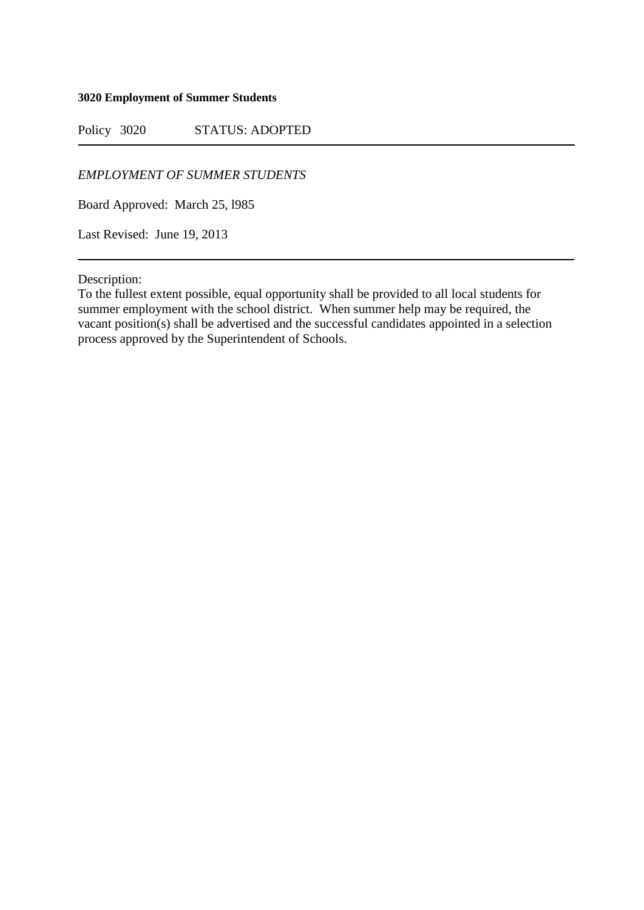**3020 Employment of Summer Students**

Policy 3020 STATUS: ADOPTED

---

*EMPLOYMENT OF SUMMER STUDENTS*

Board Approved: March 25, l985

Last Revised: June 19, 2013

---

Description:
To the fullest extent possible, equal opportunity shall be provided to all local students for summer employment with the school district. When summer help may be required, the vacant position(s) shall be advertised and the successful candidates appointed in a selection process approved by the Superintendent of Schools.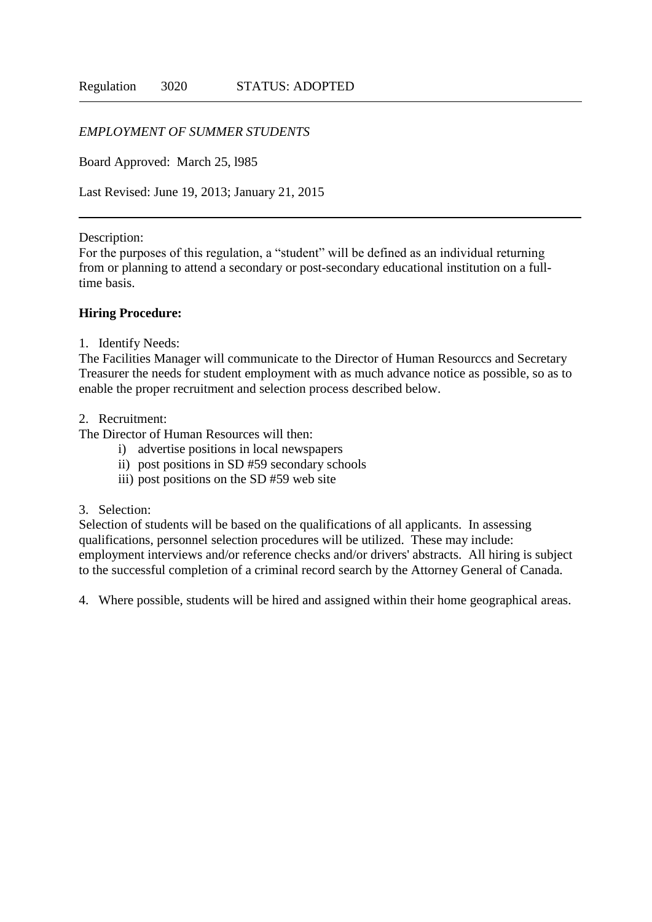Regulation 3020 STATUS: ADOPTED

---

*EMPLOYMENT OF SUMMER STUDENTS*

Board Approved: March 25, l985

Last Revised: June 19, 2013; January 21, 2015

---

Description:
For the purposes of this regulation, a "student" will be defined as an individual returning from or planning to attend a secondary or post-secondary educational institution on a full-time basis.

**Hiring Procedure:**

1. Identify Needs:

The Facilities Manager will communicate to the Director of Human Resourccs and Secretary Treasurer the needs for student employment with as much advance notice as possible, so as to enable the proper recruitment and selection process described below.

2. Recruitment:

The Director of Human Resources will then:

- i) advertise positions in local newspapers
- ii) post positions in SD #59 secondary schools
- iii) post positions on the SD #59 web site

3. Selection:

Selection of students will be based on the qualifications of all applicants. In assessing qualifications, personnel selection procedures will be utilized. These may include: employment interviews and/or reference checks and/or drivers' abstracts. All hiring is subject to the successful completion of a criminal record search by the Attorney General of Canada.

4. Where possible, students will be hired and assigned within their home geographical areas.